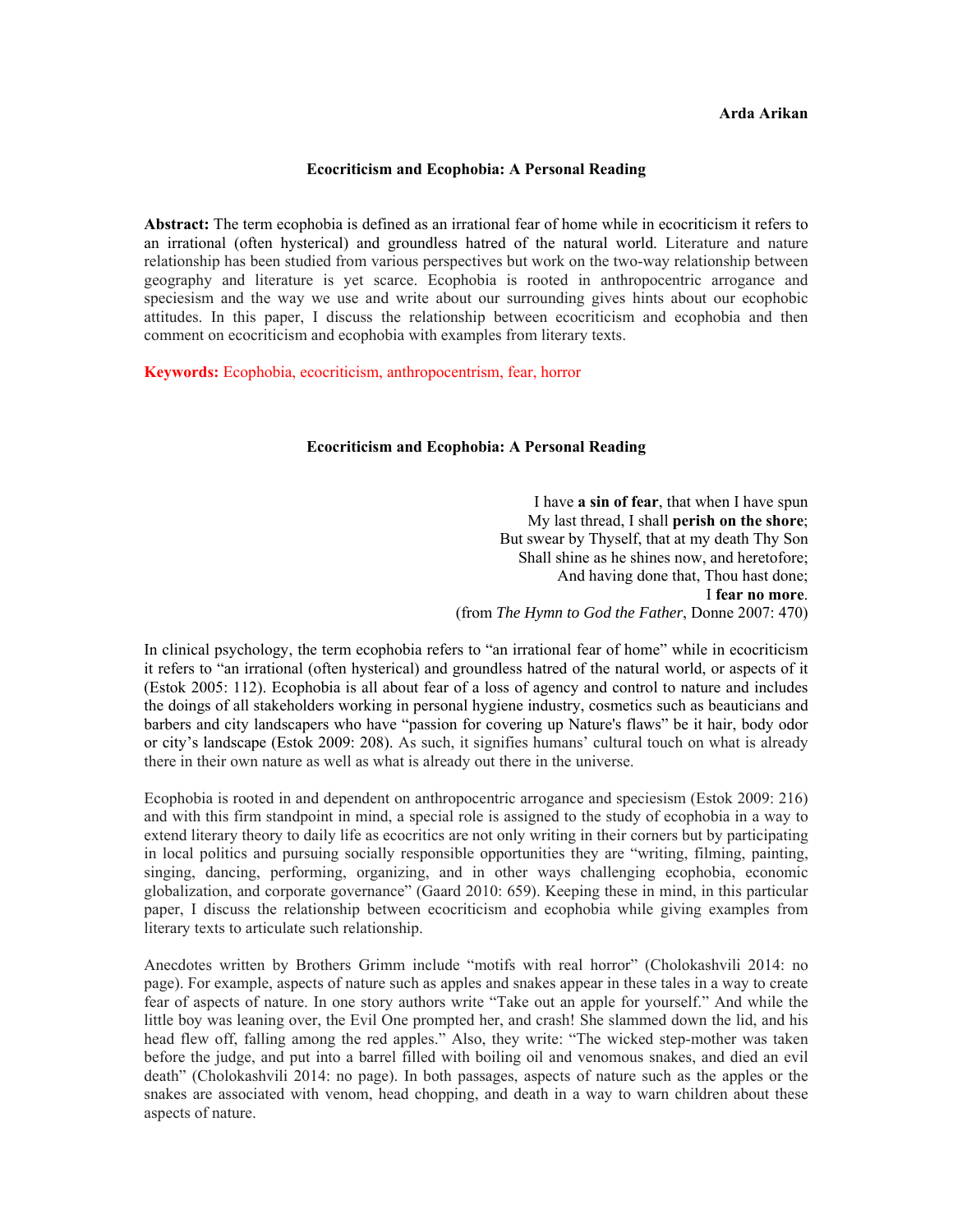**Arda Arikan**

## Ecocriticism and Ecophobia: A Personal Reading

**Abstract:** The term ecophobia is defined as an irrational fear of home while in ecocriticism it refers to an irrational (often hysterical) and groundless hatred of the natural world. Literature and nature relationship has been studied from various perspectives but work on the two-way relationship between geography and literature is yet scarce. Ecophobia is rooted in anthropocentric arrogance and speciesism and the way we use and write about our surrounding gives hints about our ecophobic attitudes. In this paper, I discuss the relationship between ecocriticism and ecophobia and then comment on ecocriticism and ecophobia with examples from literary texts.

**Keywords:** Ecophobia, ecocriticism, anthropocentrism, fear, horror

## Ecocriticism and Ecophobia: A Personal Reading

I have **a sin of fear**, that when I have spun
My last thread, I shall **perish on the shore**;
But swear by Thyself, that at my death Thy Son
Shall shine as he shines now, and heretofore;
And having done that, Thou hast done;
I **fear no more**.
(from *The Hymn to God the Father*, Donne 2007: 470)

In clinical psychology, the term ecophobia refers to "an irrational fear of home" while in ecocriticism it refers to "an irrational (often hysterical) and groundless hatred of the natural world, or aspects of it (Estok 2005: 112). Ecophobia is all about fear of a loss of agency and control to nature and includes the doings of all stakeholders working in personal hygiene industry, cosmetics such as beauticians and barbers and city landscapers who have "passion for covering up Nature's flaws" be it hair, body odor or city's landscape (Estok 2009: 208). As such, it signifies humans' cultural touch on what is already there in their own nature as well as what is already out there in the universe.

Ecophobia is rooted in and dependent on anthropocentric arrogance and speciesism (Estok 2009: 216) and with this firm standpoint in mind, a special role is assigned to the study of ecophobia in a way to extend literary theory to daily life as ecocritics are not only writing in their corners but by participating in local politics and pursuing socially responsible opportunities they are "writing, filming, painting, singing, dancing, performing, organizing, and in other ways challenging ecophobia, economic globalization, and corporate governance" (Gaard 2010: 659). Keeping these in mind, in this particular paper, I discuss the relationship between ecocriticism and ecophobia while giving examples from literary texts to articulate such relationship.

Anecdotes written by Brothers Grimm include "motifs with real horror" (Cholokashvili 2014: no page). For example, aspects of nature such as apples and snakes appear in these tales in a way to create fear of aspects of nature. In one story authors write "Take out an apple for yourself." And while the little boy was leaning over, the Evil One prompted her, and crash! She slammed down the lid, and his head flew off, falling among the red apples." Also, they write: "The wicked step-mother was taken before the judge, and put into a barrel filled with boiling oil and venomous snakes, and died an evil death" (Cholokashvili 2014: no page). In both passages, aspects of nature such as the apples or the snakes are associated with venom, head chopping, and death in a way to warn children about these aspects of nature.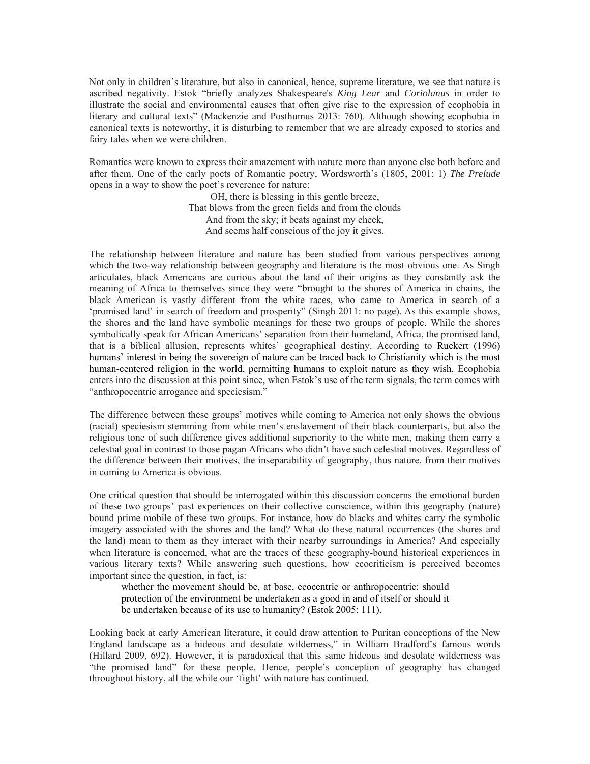Not only in children's literature, but also in canonical, hence, supreme literature, we see that nature is ascribed negativity. Estok "briefly analyzes Shakespeare's *King Lear* and *Coriolanus* in order to illustrate the social and environmental causes that often give rise to the expression of ecophobia in literary and cultural texts" (Mackenzie and Posthumus 2013: 760). Although showing ecophobia in canonical texts is noteworthy, it is disturbing to remember that we are already exposed to stories and fairy tales when we were children.

Romantics were known to express their amazement with nature more than anyone else both before and after them. One of the early poets of Romantic poetry, Wordsworth's (1805, 2001: 1) *The Prelude* opens in a way to show the poet's reverence for nature:

> OH, there is blessing in this gentle breeze,
> That blows from the green fields and from the clouds
> And from the sky; it beats against my cheek,
> And seems half conscious of the joy it gives.

The relationship between literature and nature has been studied from various perspectives among which the two-way relationship between geography and literature is the most obvious one. As Singh articulates, black Americans are curious about the land of their origins as they constantly ask the meaning of Africa to themselves since they were "brought to the shores of America in chains, the black American is vastly different from the white races, who came to America in search of a 'promised land' in search of freedom and prosperity" (Singh 2011: no page). As this example shows, the shores and the land have symbolic meanings for these two groups of people. While the shores symbolically speak for African Americans' separation from their homeland, Africa, the promised land, that is a biblical allusion, represents whites' geographical destiny. According to Ruekert (1996) humans' interest in being the sovereign of nature can be traced back to Christianity which is the most human-centered religion in the world, permitting humans to exploit nature as they wish. Ecophobia enters into the discussion at this point since, when Estok's use of the term signals, the term comes with "anthropocentric arrogance and speciesism."

The difference between these groups' motives while coming to America not only shows the obvious (racial) speciesism stemming from white men's enslavement of their black counterparts, but also the religious tone of such difference gives additional superiority to the white men, making them carry a celestial goal in contrast to those pagan Africans who didn't have such celestial motives. Regardless of the difference between their motives, the inseparability of geography, thus nature, from their motives in coming to America is obvious.

One critical question that should be interrogated within this discussion concerns the emotional burden of these two groups' past experiences on their collective conscience, within this geography (nature) bound prime mobile of these two groups. For instance, how do blacks and whites carry the symbolic imagery associated with the shores and the land? What do these natural occurrences (the shores and the land) mean to them as they interact with their nearby surroundings in America? And especially when literature is concerned, what are the traces of these geography-bound historical experiences in various literary texts? While answering such questions, how ecocriticism is perceived becomes important since the question, in fact, is:

> whether the movement should be, at base, ecocentric or anthropocentric: should protection of the environment be undertaken as a good in and of itself or should it be undertaken because of its use to humanity? (Estok 2005: 111).

Looking back at early American literature, it could draw attention to Puritan conceptions of the New England landscape as a hideous and desolate wilderness," in William Bradford's famous words (Hillard 2009, 692). However, it is paradoxical that this same hideous and desolate wilderness was "the promised land" for these people. Hence, people's conception of geography has changed throughout history, all the while our 'fight' with nature has continued.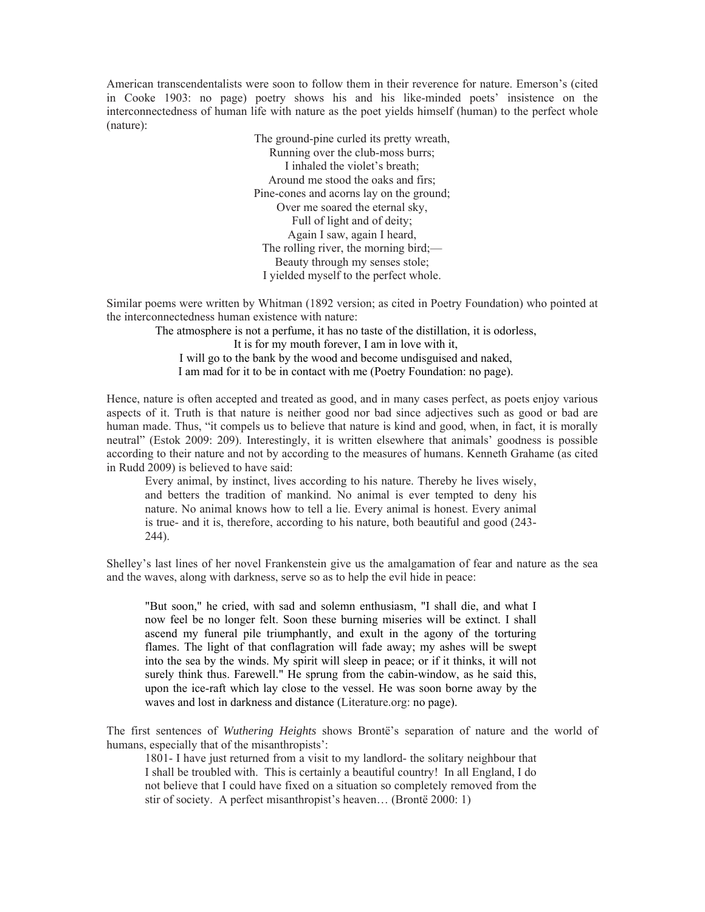American transcendentalists were soon to follow them in their reverence for nature. Emerson's (cited in Cooke 1903: no page) poetry shows his and his like-minded poets' insistence on the interconnectedness of human life with nature as the poet yields himself (human) to the perfect whole (nature):

> The ground-pine curled its pretty wreath,  
> Running over the club-moss burrs;  
> I inhaled the violet's breath;  
> Around me stood the oaks and firs;  
> Pine-cones and acorns lay on the ground;  
> Over me soared the eternal sky,  
> Full of light and of deity;  
> Again I saw, again I heard,  
> The rolling river, the morning bird;—  
> Beauty through my senses stole;  
> I yielded myself to the perfect whole.

Similar poems were written by Whitman (1892 version; as cited in Poetry Foundation) who pointed at the interconnectedness human existence with nature:

> The atmosphere is not a perfume, it has no taste of the distillation, it is odorless,  
> It is for my mouth forever, I am in love with it,  
> I will go to the bank by the wood and become undisguised and naked,  
> I am mad for it to be in contact with me (Poetry Foundation: no page).

Hence, nature is often accepted and treated as good, and in many cases perfect, as poets enjoy various aspects of it. Truth is that nature is neither good nor bad since adjectives such as good or bad are human made. Thus, "it compels us to believe that nature is kind and good, when, in fact, it is morally neutral" (Estok 2009: 209). Interestingly, it is written elsewhere that animals' goodness is possible according to their nature and not by according to the measures of humans. Kenneth Grahame (as cited in Rudd 2009) is believed to have said:

> Every animal, by instinct, lives according to his nature. Thereby he lives wisely, and betters the tradition of mankind. No animal is ever tempted to deny his nature. No animal knows how to tell a lie. Every animal is honest. Every animal is true- and it is, therefore, according to his nature, both beautiful and good (243-244).

Shelley's last lines of her novel Frankenstein give us the amalgamation of fear and nature as the sea and the waves, along with darkness, serve so as to help the evil hide in peace:

> "But soon," he cried, with sad and solemn enthusiasm, "I shall die, and what I now feel be no longer felt. Soon these burning miseries will be extinct. I shall ascend my funeral pile triumphantly, and exult in the agony of the torturing flames. The light of that conflagration will fade away; my ashes will be swept into the sea by the winds. My spirit will sleep in peace; or if it thinks, it will not surely think thus. Farewell." He sprung from the cabin-window, as he said this, upon the ice-raft which lay close to the vessel. He was soon borne away by the waves and lost in darkness and distance (Literature.org: no page).

The first sentences of *Wuthering Heights* shows Brontë's separation of nature and the world of humans, especially that of the misanthropists':

> 1801- I have just returned from a visit to my landlord- the solitary neighbour that I shall be troubled with. This is certainly a beautiful country! In all England, I do not believe that I could have fixed on a situation so completely removed from the stir of society. A perfect misanthropist's heaven… (Brontë 2000: 1)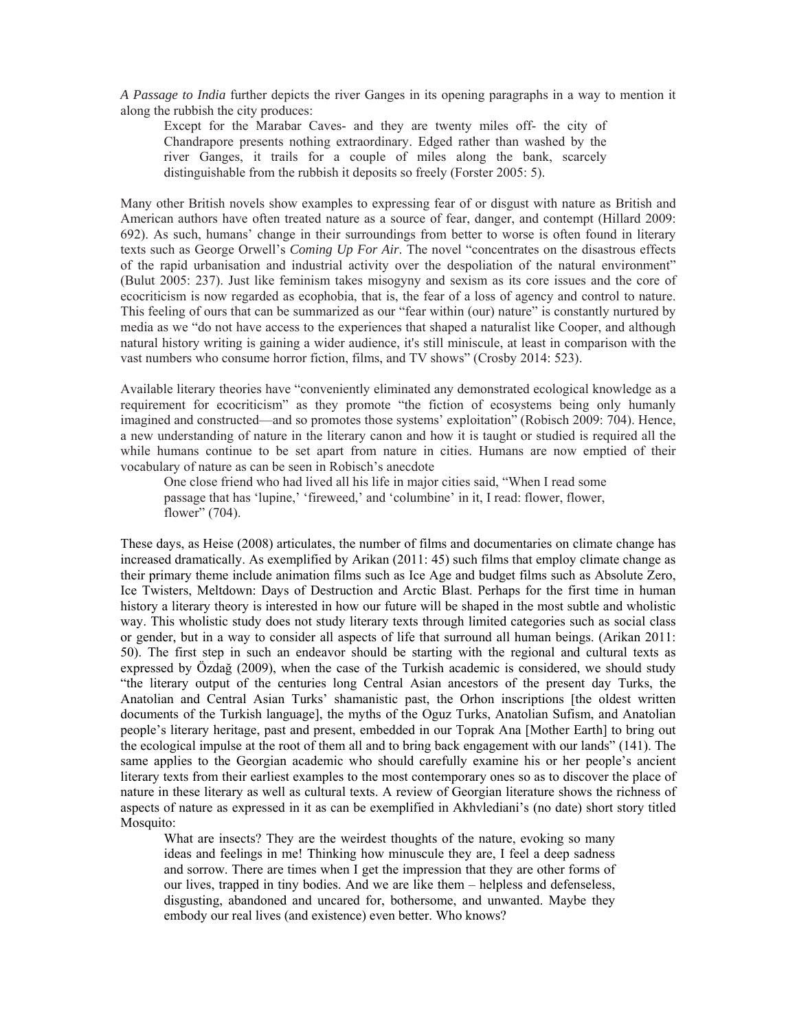*A Passage to India* further depicts the river Ganges in its opening paragraphs in a way to mention it along the rubbish the city produces:

> Except for the Marabar Caves- and they are twenty miles off- the city of Chandrapore presents nothing extraordinary. Edged rather than washed by the river Ganges, it trails for a couple of miles along the bank, scarcely distinguishable from the rubbish it deposits so freely (Forster 2005: 5).

Many other British novels show examples to expressing fear of or disgust with nature as British and American authors have often treated nature as a source of fear, danger, and contempt (Hillard 2009: 692). As such, humans' change in their surroundings from better to worse is often found in literary texts such as George Orwell's *Coming Up For Air*. The novel "concentrates on the disastrous effects of the rapid urbanisation and industrial activity over the despoliation of the natural environment" (Bulut 2005: 237). Just like feminism takes misogyny and sexism as its core issues and the core of ecocriticism is now regarded as ecophobia, that is, the fear of a loss of agency and control to nature. This feeling of ours that can be summarized as our "fear within (our) nature" is constantly nurtured by media as we "do not have access to the experiences that shaped a naturalist like Cooper, and although natural history writing is gaining a wider audience, it's still miniscule, at least in comparison with the vast numbers who consume horror fiction, films, and TV shows" (Crosby 2014: 523).

Available literary theories have "conveniently eliminated any demonstrated ecological knowledge as a requirement for ecocriticism" as they promote "the fiction of ecosystems being only humanly imagined and constructed—and so promotes those systems' exploitation" (Robisch 2009: 704). Hence, a new understanding of nature in the literary canon and how it is taught or studied is required all the while humans continue to be set apart from nature in cities. Humans are now emptied of their vocabulary of nature as can be seen in Robisch's anecdote

> One close friend who had lived all his life in major cities said, "When I read some passage that has 'lupine,' 'fireweed,' and 'columbine' in it, I read: flower, flower, flower" (704).

These days, as Heise (2008) articulates, the number of films and documentaries on climate change has increased dramatically. As exemplified by Arikan (2011: 45) such films that employ climate change as their primary theme include animation films such as Ice Age and budget films such as Absolute Zero, Ice Twisters, Meltdown: Days of Destruction and Arctic Blast. Perhaps for the first time in human history a literary theory is interested in how our future will be shaped in the most subtle and wholistic way. This wholistic study does not study literary texts through limited categories such as social class or gender, but in a way to consider all aspects of life that surround all human beings. (Arikan 2011: 50). The first step in such an endeavor should be starting with the regional and cultural texts as expressed by Özdağ (2009), when the case of the Turkish academic is considered, we should study "the literary output of the centuries long Central Asian ancestors of the present day Turks, the Anatolian and Central Asian Turks' shamanistic past, the Orhon inscriptions [the oldest written documents of the Turkish language], the myths of the Oguz Turks, Anatolian Sufism, and Anatolian people's literary heritage, past and present, embedded in our Toprak Ana [Mother Earth] to bring out the ecological impulse at the root of them all and to bring back engagement with our lands" (141). The same applies to the Georgian academic who should carefully examine his or her people's ancient literary texts from their earliest examples to the most contemporary ones so as to discover the place of nature in these literary as well as cultural texts. A review of Georgian literature shows the richness of aspects of nature as expressed in it as can be exemplified in Akhvlediani's (no date) short story titled Mosquito:

> What are insects? They are the weirdest thoughts of the nature, evoking so many ideas and feelings in me! Thinking how minuscule they are, I feel a deep sadness and sorrow. There are times when I get the impression that they are other forms of our lives, trapped in tiny bodies. And we are like them – helpless and defenseless, disgusting, abandoned and uncared for, bothersome, and unwanted. Maybe they embody our real lives (and existence) even better. Who knows?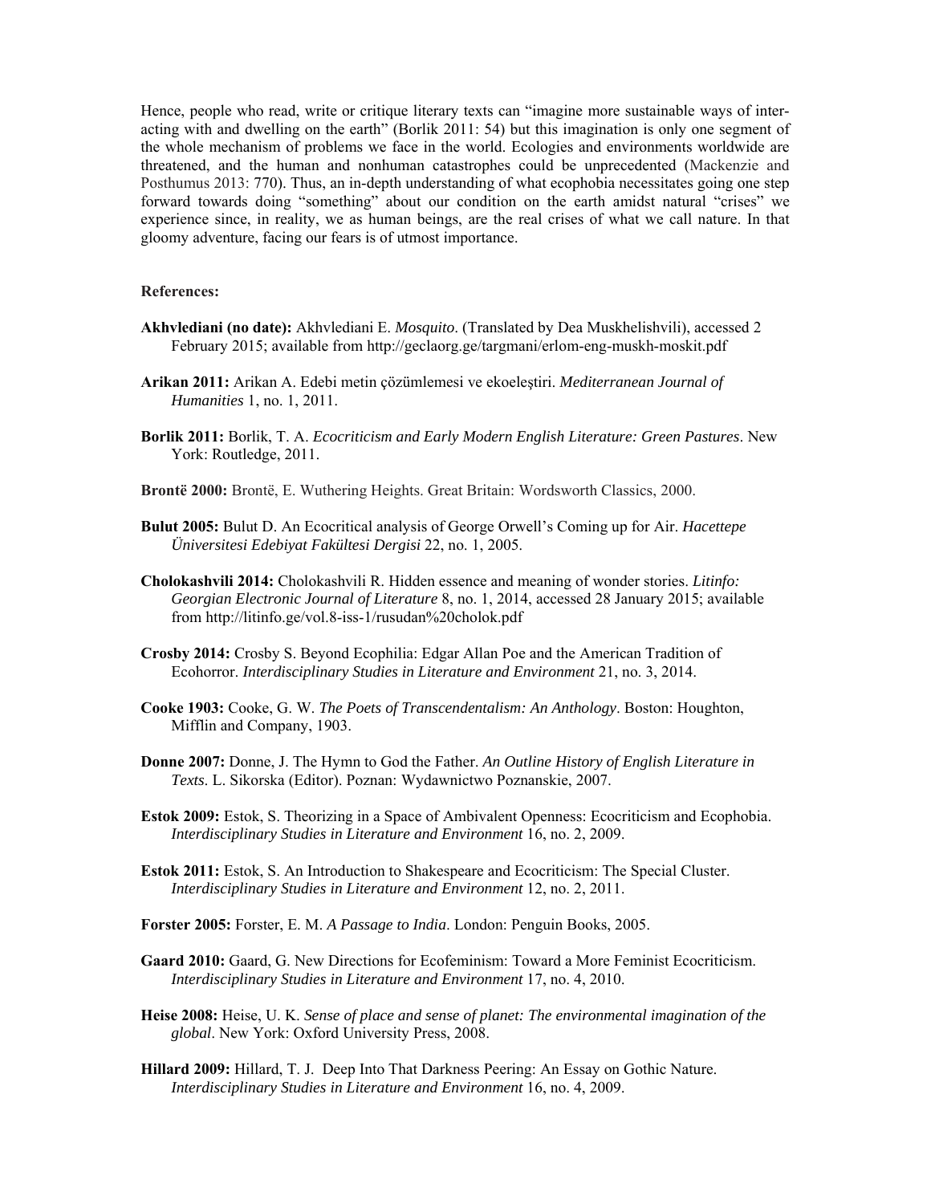Hence, people who read, write or critique literary texts can "imagine more sustainable ways of interacting with and dwelling on the earth" (Borlik 2011: 54) but this imagination is only one segment of the whole mechanism of problems we face in the world. Ecologies and environments worldwide are threatened, and the human and nonhuman catastrophes could be unprecedented (Mackenzie and Posthumus 2013: 770). Thus, an in-depth understanding of what ecophobia necessitates going one step forward towards doing "something" about our condition on the earth amidst natural "crises" we experience since, in reality, we as human beings, are the real crises of what we call nature. In that gloomy adventure, facing our fears is of utmost importance.

**References:**

**Akhvlediani (no date):** Akhvlediani E. *Mosquito*. (Translated by Dea Muskhelishvili), accessed 2 February 2015; available from http://geclaorg.ge/targmani/erlom-eng-muskh-moskit.pdf

**Arikan 2011:** Arikan A. Edebi metin çözümlemesi ve ekoeleştiri. *Mediterranean Journal of Humanities* 1, no. 1, 2011.

**Borlik 2011:** Borlik, T. A. *Ecocriticism and Early Modern English Literature: Green Pastures*. New York: Routledge, 2011.

**Brontë 2000:** Brontë, E. Wuthering Heights. Great Britain: Wordsworth Classics, 2000.

**Bulut 2005:** Bulut D. An Ecocritical analysis of George Orwell's Coming up for Air. *Hacettepe Üniversitesi Edebiyat Fakültesi Dergisi* 22, no. 1, 2005.

**Cholokashvili 2014:** Cholokashvili R. Hidden essence and meaning of wonder stories. *Litinfo: Georgian Electronic Journal of Literature* 8, no. 1, 2014, accessed 28 January 2015; available from http://litinfo.ge/vol.8-iss-1/rusudan%20cholok.pdf

**Crosby 2014:** Crosby S. Beyond Ecophilia: Edgar Allan Poe and the American Tradition of Ecohorror. *Interdisciplinary Studies in Literature and Environment* 21, no. 3, 2014.

**Cooke 1903:** Cooke, G. W. *The Poets of Transcendentalism: An Anthology*. Boston: Houghton, Mifflin and Company, 1903.

**Donne 2007:** Donne, J. The Hymn to God the Father. *An Outline History of English Literature in Texts*. L. Sikorska (Editor). Poznan: Wydawnictwo Poznanskie, 2007.

**Estok 2009:** Estok, S. Theorizing in a Space of Ambivalent Openness: Ecocriticism and Ecophobia. *Interdisciplinary Studies in Literature and Environment* 16, no. 2, 2009.

**Estok 2011:** Estok, S. An Introduction to Shakespeare and Ecocriticism: The Special Cluster. *Interdisciplinary Studies in Literature and Environment* 12, no. 2, 2011.

**Forster 2005:** Forster, E. M. *A Passage to India*. London: Penguin Books, 2005.

**Gaard 2010:** Gaard, G. New Directions for Ecofeminism: Toward a More Feminist Ecocriticism. *Interdisciplinary Studies in Literature and Environment* 17, no. 4, 2010.

**Heise 2008:** Heise, U. K. *Sense of place and sense of planet: The environmental imagination of the global*. New York: Oxford University Press, 2008.

**Hillard 2009:** Hillard, T. J. Deep Into That Darkness Peering: An Essay on Gothic Nature. *Interdisciplinary Studies in Literature and Environment* 16, no. 4, 2009.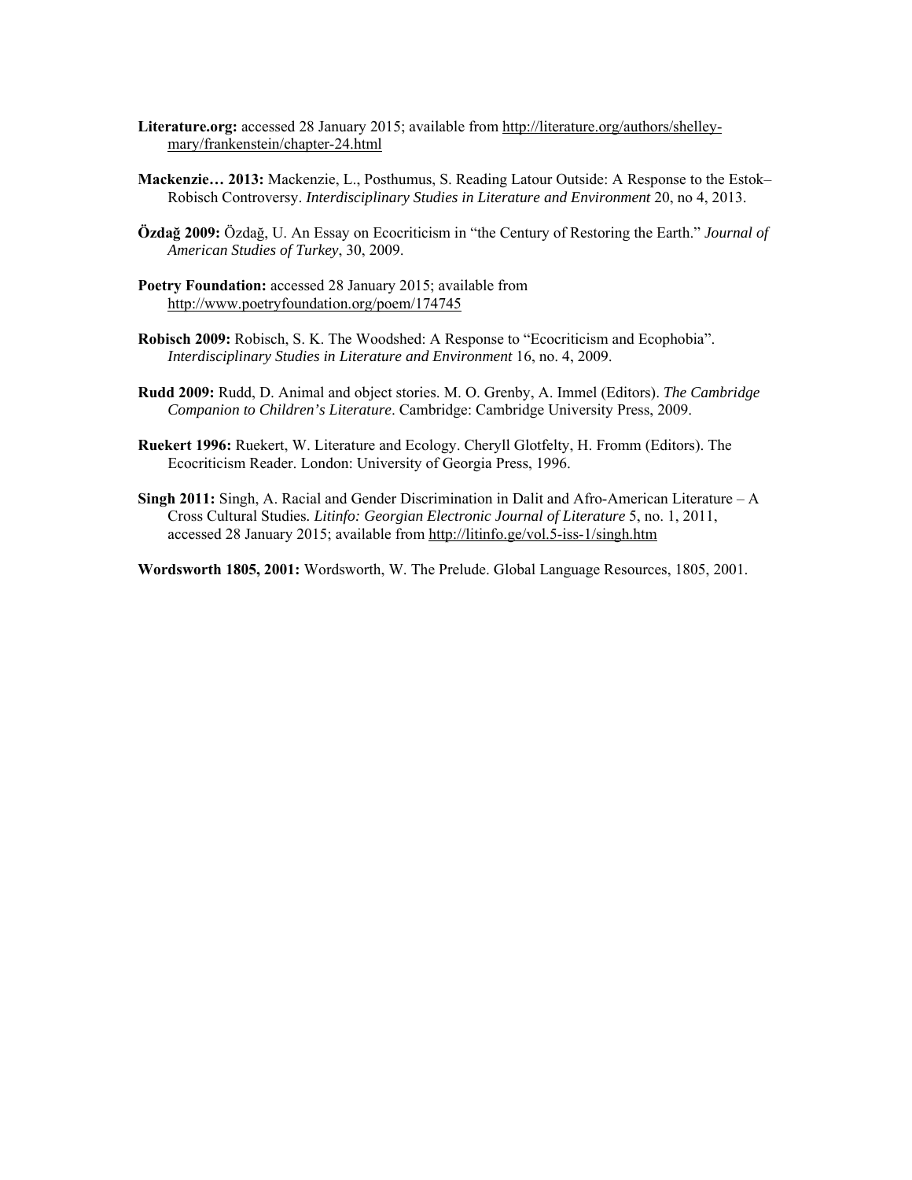**Literature.org:** accessed 28 January 2015; available from http://literature.org/authors/shelley-mary/frankenstein/chapter-24.html

**Mackenzie… 2013:** Mackenzie, L., Posthumus, S. Reading Latour Outside: A Response to the Estok–Robisch Controversy. *Interdisciplinary Studies in Literature and Environment* 20, no 4, 2013.

**Özdağ 2009:** Özdağ, U. An Essay on Ecocriticism in "the Century of Restoring the Earth." *Journal of American Studies of Turkey*, 30, 2009.

**Poetry Foundation:** accessed 28 January 2015; available from http://www.poetryfoundation.org/poem/174745

**Robisch 2009:** Robisch, S. K. The Woodshed: A Response to "Ecocriticism and Ecophobia". *Interdisciplinary Studies in Literature and Environment* 16, no. 4, 2009.

**Rudd 2009:** Rudd, D. Animal and object stories. M. O. Grenby, A. Immel (Editors). *The Cambridge Companion to Children's Literature*. Cambridge: Cambridge University Press, 2009.

**Ruekert 1996:** Ruekert, W. Literature and Ecology. Cheryll Glotfelty, H. Fromm (Editors). The Ecocriticism Reader. London: University of Georgia Press, 1996.

**Singh 2011:** Singh, A. Racial and Gender Discrimination in Dalit and Afro-American Literature – A Cross Cultural Studies. *Litinfo: Georgian Electronic Journal of Literature* 5, no. 1, 2011, accessed 28 January 2015; available from http://litinfo.ge/vol.5-iss-1/singh.htm

**Wordsworth 1805, 2001:** Wordsworth, W. The Prelude. Global Language Resources, 1805, 2001.